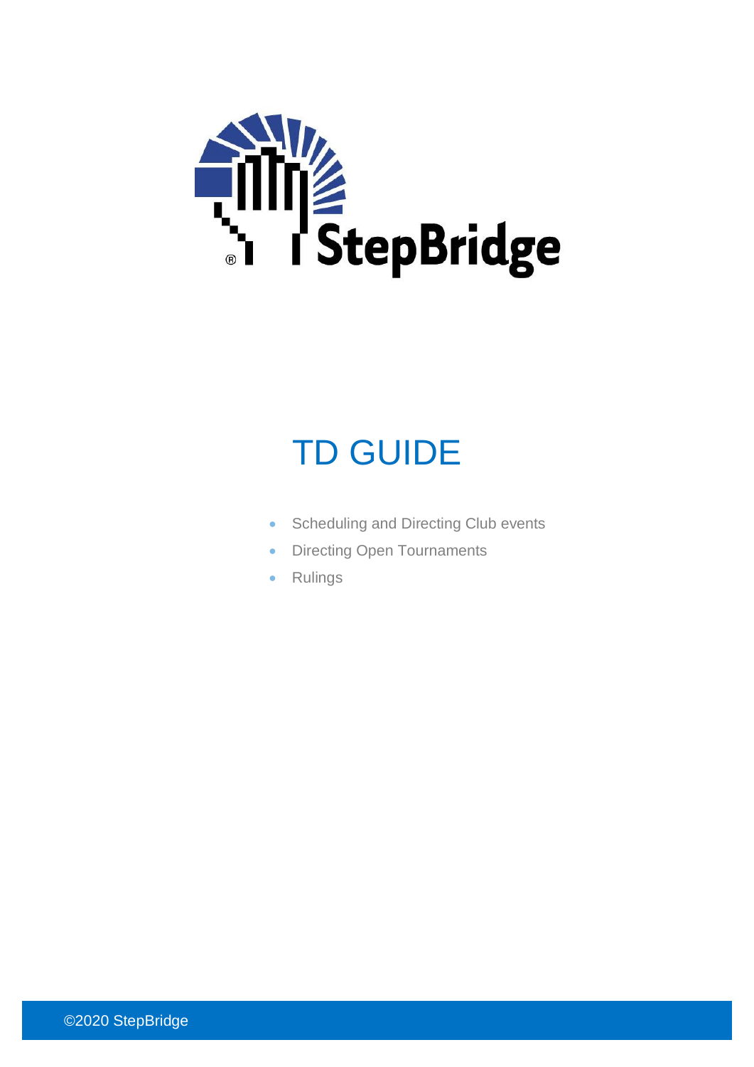StepBridge

# TD GUIDE

- Scheduling and Directing Club events
- Directing Open Tournaments
- Rulings

©2020 StepBridge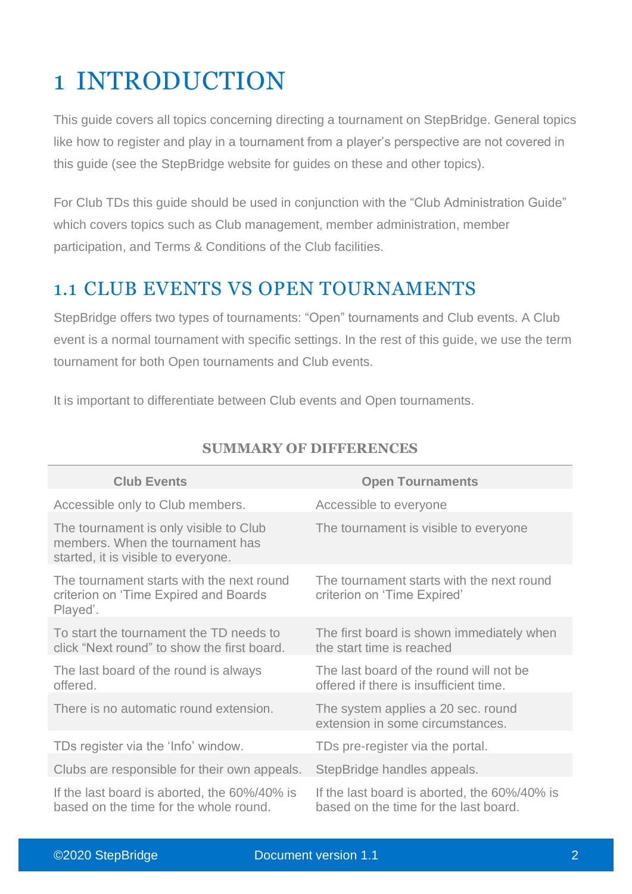# 1 INTRODUCTION

This guide covers all topics concerning directing a tournament on StepBridge. General topics like how to register and play in a tournament from a player's perspective are not covered in this guide (see the StepBridge website for guides on these and other topics).

For Club TDs this guide should be used in conjunction with the "Club Administration Guide" which covers topics such as Club management, member administration, member participation, and Terms & Conditions of the Club facilities.

## 1.1 CLUB EVENTS VS OPEN TOURNAMENTS

StepBridge offers two types of tournaments: "Open" tournaments and Club events. A Club event is a normal tournament with specific settings. In the rest of this guide, we use the term tournament for both Open tournaments and Club events.

It is important to differentiate between Club events and Open tournaments.

**SUMMARY OF DIFFERENCES**

| Club Events | Open Tournaments |
|---|---|
| Accessible only to Club members. | Accessible to everyone |
| The tournament is only visible to Club members. When the tournament has started, it is visible to everyone. | The tournament is visible to everyone |
| The tournament starts with the next round criterion on 'Time Expired and Boards Played'. | The tournament starts with the next round criterion on 'Time Expired' |
| To start the tournament the TD needs to click "Next round" to show the first board. | The first board is shown immediately when the start time is reached |
| The last board of the round is always offered. | The last board of the round will not be offered if there is insufficient time. |
| There is no automatic round extension. | The system applies a 20 sec. round extension in some circumstances. |
| TDs register via the 'Info' window. | TDs pre-register via the portal. |
| Clubs are responsible for their own appeals. | StepBridge handles appeals. |
| If the last board is aborted, the 60%/40% is based on the time for the whole round. | If the last board is aborted, the 60%/40% is based on the time for the last board. |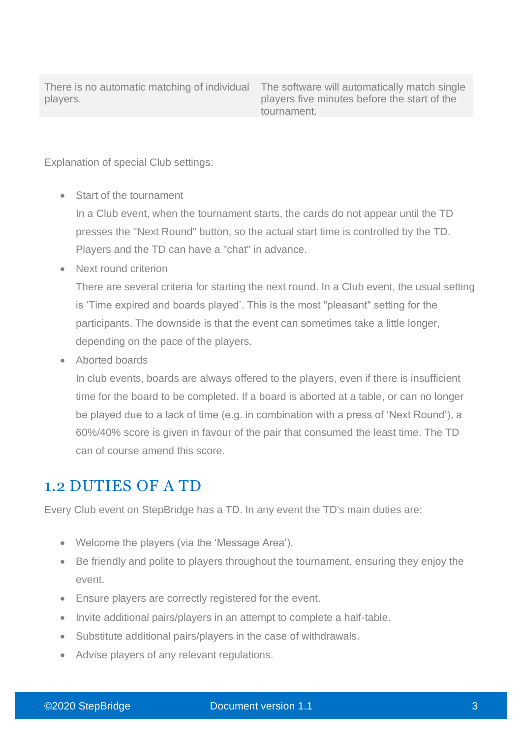| | |
|---|---|
| There is no automatic matching of individual players. | The software will automatically match single players five minutes before the start of the tournament. |

Explanation of special Club settings:

- Start of the tournament
  In a Club event, when the tournament starts, the cards do not appear until the TD presses the "Next Round" button, so the actual start time is controlled by the TD. Players and the TD can have a "chat" in advance.
- Next round criterion
  There are several criteria for starting the next round. In a Club event, the usual setting is 'Time expired and boards played'. This is the most "pleasant" setting for the participants. The downside is that the event can sometimes take a little longer, depending on the pace of the players.
- Aborted boards
  In club events, boards are always offered to the players, even if there is insufficient time for the board to be completed. If a board is aborted at a table, or can no longer be played due to a lack of time (e.g. in combination with a press of 'Next Round'), a 60%/40% score is given in favour of the pair that consumed the least time. The TD can of course amend this score.

## 1.2 DUTIES OF A TD

Every Club event on StepBridge has a TD. In any event the TD's main duties are:

- Welcome the players (via the 'Message Area').
- Be friendly and polite to players throughout the tournament, ensuring they enjoy the event.
- Ensure players are correctly registered for the event.
- Invite additional pairs/players in an attempt to complete a half-table.
- Substitute additional pairs/players in the case of withdrawals.
- Advise players of any relevant regulations.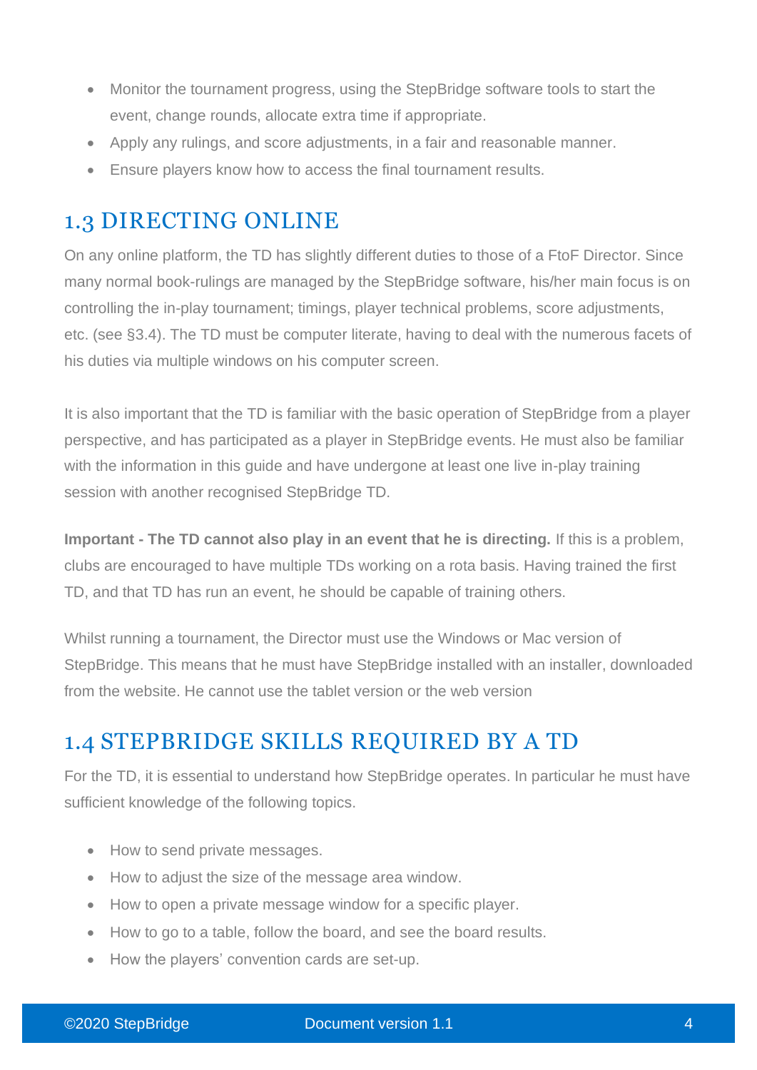- Monitor the tournament progress, using the StepBridge software tools to start the event, change rounds, allocate extra time if appropriate.
- Apply any rulings, and score adjustments, in a fair and reasonable manner.
- Ensure players know how to access the final tournament results.

## 1.3 DIRECTING ONLINE

On any online platform, the TD has slightly different duties to those of a FtoF Director. Since many normal book-rulings are managed by the StepBridge software, his/her main focus is on controlling the in-play tournament; timings, player technical problems, score adjustments, etc. (see §3.4). The TD must be computer literate, having to deal with the numerous facets of his duties via multiple windows on his computer screen.

It is also important that the TD is familiar with the basic operation of StepBridge from a player perspective, and has participated as a player in StepBridge events. He must also be familiar with the information in this guide and have undergone at least one live in-play training session with another recognised StepBridge TD.

**Important - The TD cannot also play in an event that he is directing.** If this is a problem, clubs are encouraged to have multiple TDs working on a rota basis. Having trained the first TD, and that TD has run an event, he should be capable of training others.

Whilst running a tournament, the Director must use the Windows or Mac version of StepBridge. This means that he must have StepBridge installed with an installer, downloaded from the website. He cannot use the tablet version or the web version

## 1.4 STEPBRIDGE SKILLS REQUIRED BY A TD

For the TD, it is essential to understand how StepBridge operates. In particular he must have sufficient knowledge of the following topics.

- How to send private messages.
- How to adjust the size of the message area window.
- How to open a private message window for a specific player.
- How to go to a table, follow the board, and see the board results.
- How the players' convention cards are set-up.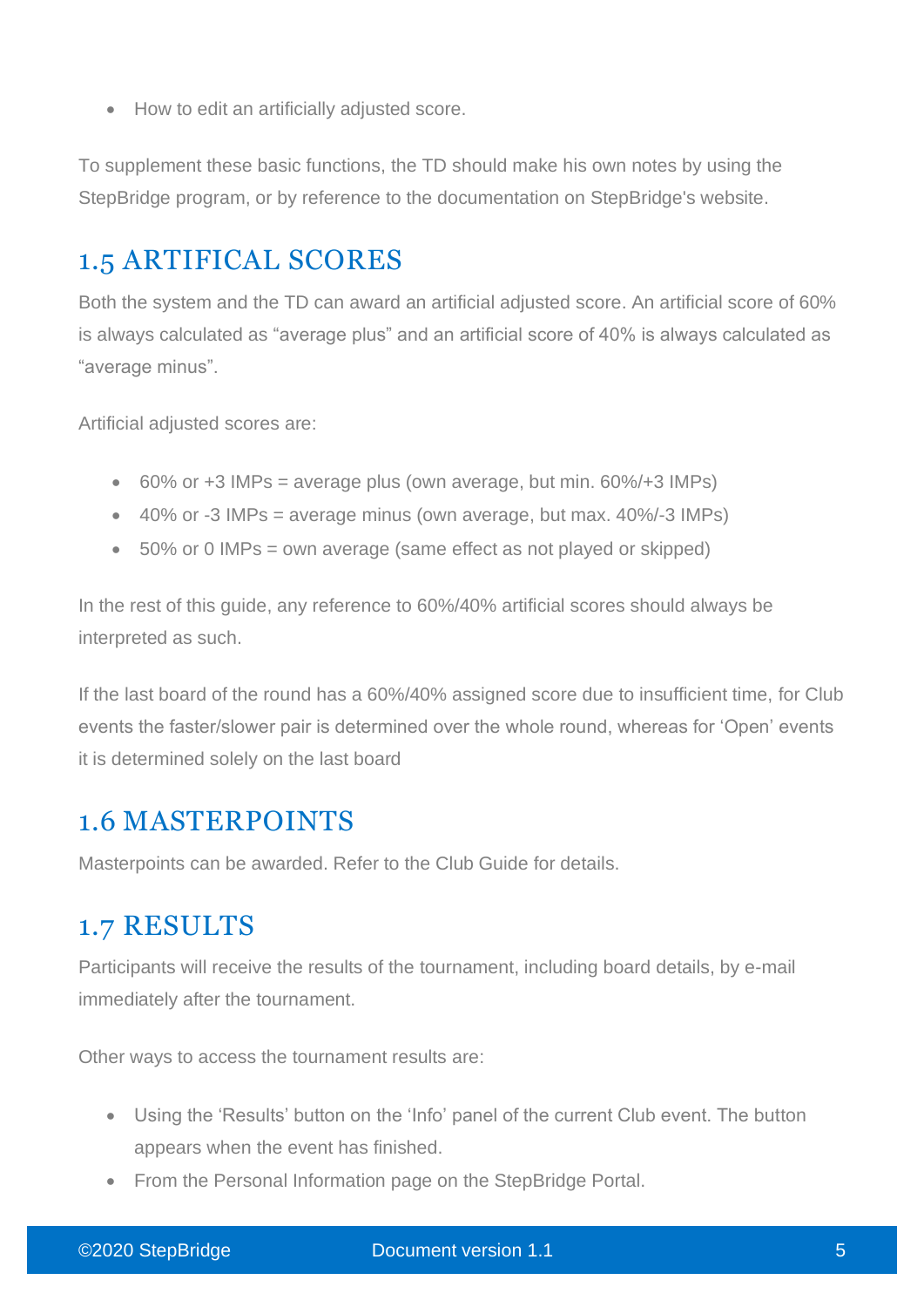- How to edit an artificially adjusted score.

To supplement these basic functions, the TD should make his own notes by using the StepBridge program, or by reference to the documentation on StepBridge's website.

## 1.5 ARTIFICAL SCORES

Both the system and the TD can award an artificial adjusted score. An artificial score of 60% is always calculated as "average plus" and an artificial score of 40% is always calculated as "average minus".

Artificial adjusted scores are:

- 60% or +3 IMPs = average plus (own average, but min. 60%/+3 IMPs)
- 40% or -3 IMPs = average minus (own average, but max. 40%/-3 IMPs)
- 50% or 0 IMPs = own average (same effect as not played or skipped)

In the rest of this guide, any reference to 60%/40% artificial scores should always be interpreted as such.

If the last board of the round has a 60%/40% assigned score due to insufficient time, for Club events the faster/slower pair is determined over the whole round, whereas for 'Open' events it is determined solely on the last board

## 1.6 MASTERPOINTS

Masterpoints can be awarded. Refer to the Club Guide for details.

## 1.7 RESULTS

Participants will receive the results of the tournament, including board details, by e-mail immediately after the tournament.

Other ways to access the tournament results are:

- Using the 'Results' button on the 'Info' panel of the current Club event. The button appears when the event has finished.
- From the Personal Information page on the StepBridge Portal.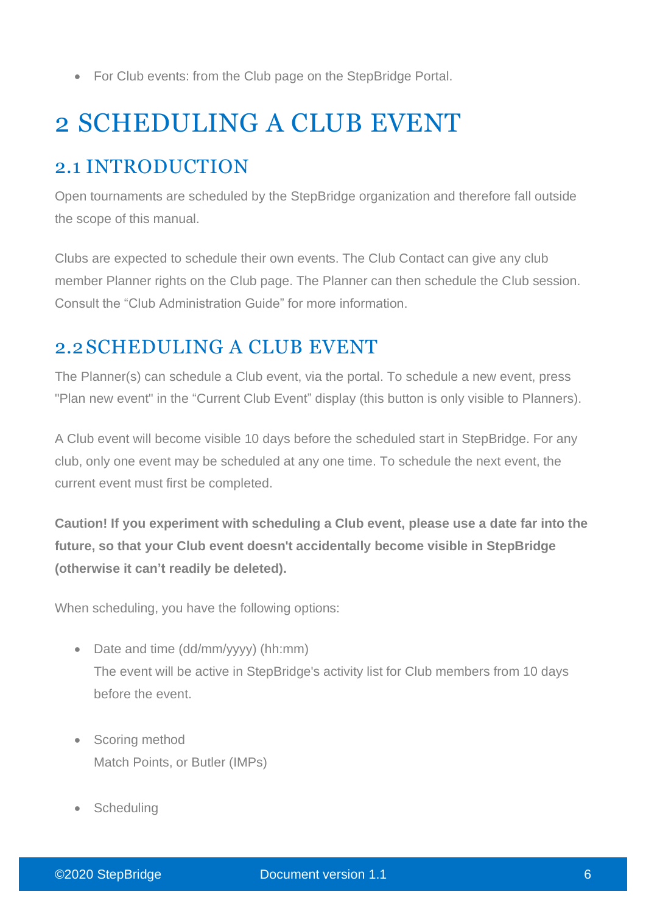- For Club events: from the Club page on the StepBridge Portal.

# 2 SCHEDULING A CLUB EVENT

## 2.1 INTRODUCTION

Open tournaments are scheduled by the StepBridge organization and therefore fall outside the scope of this manual.

Clubs are expected to schedule their own events. The Club Contact can give any club member Planner rights on the Club page. The Planner can then schedule the Club session. Consult the “Club Administration Guide” for more information.

## 2.2 SCHEDULING A CLUB EVENT

The Planner(s) can schedule a Club event, via the portal. To schedule a new event, press "Plan new event" in the “Current Club Event” display (this button is only visible to Planners).

A Club event will become visible 10 days before the scheduled start in StepBridge. For any club, only one event may be scheduled at any one time. To schedule the next event, the current event must first be completed.

**Caution! If you experiment with scheduling a Club event, please use a date far into the future, so that your Club event doesn't accidentally become visible in StepBridge (otherwise it can’t readily be deleted).**

When scheduling, you have the following options:

- Date and time (dd/mm/yyyy) (hh:mm)
  The event will be active in StepBridge's activity list for Club members from 10 days before the event.

- Scoring method
  Match Points, or Butler (IMPs)

- Scheduling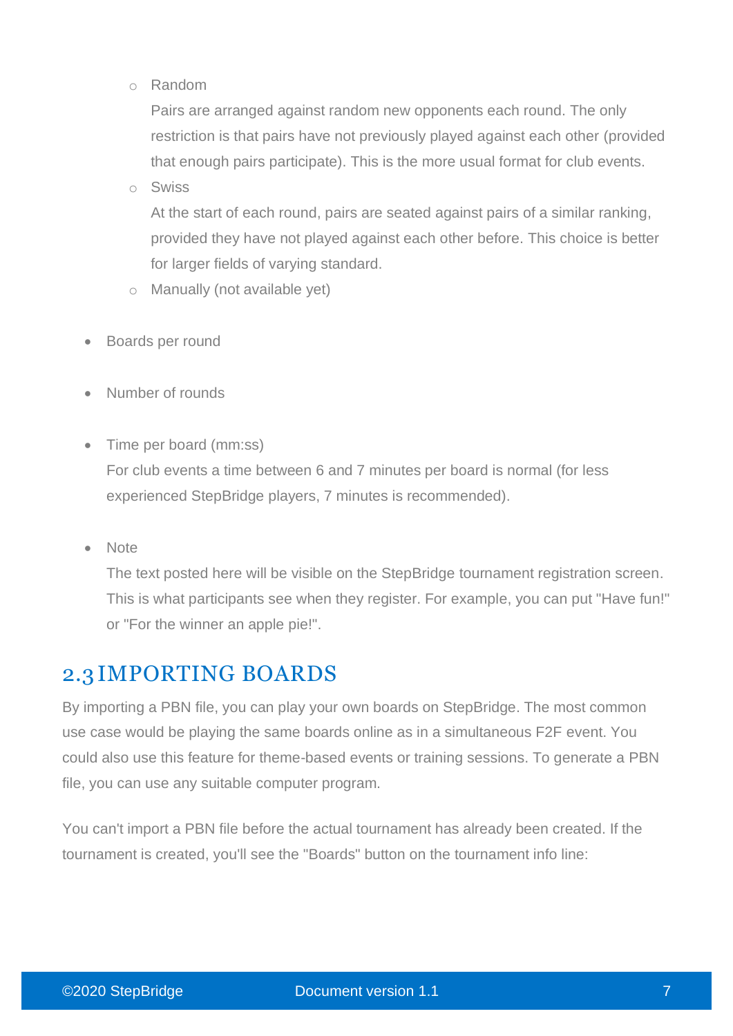- Random

  Pairs are arranged against random new opponents each round. The only restriction is that pairs have not previously played against each other (provided that enough pairs participate). This is the more usual format for club events.
- Swiss

  At the start of each round, pairs are seated against pairs of a similar ranking, provided they have not played against each other before. This choice is better for larger fields of varying standard.
- Manually (not available yet)

- Boards per round

- Number of rounds

- Time per board (mm:ss)

  For club events a time between 6 and 7 minutes per board is normal (for less experienced StepBridge players, 7 minutes is recommended).

- Note

  The text posted here will be visible on the StepBridge tournament registration screen. This is what participants see when they register. For example, you can put "Have fun!" or "For the winner an apple pie!".

## 2.3 IMPORTING BOARDS

By importing a PBN file, you can play your own boards on StepBridge. The most common use case would be playing the same boards online as in a simultaneous F2F event. You could also use this feature for theme-based events or training sessions. To generate a PBN file, you can use any suitable computer program.

You can't import a PBN file before the actual tournament has already been created. If the tournament is created, you'll see the "Boards" button on the tournament info line: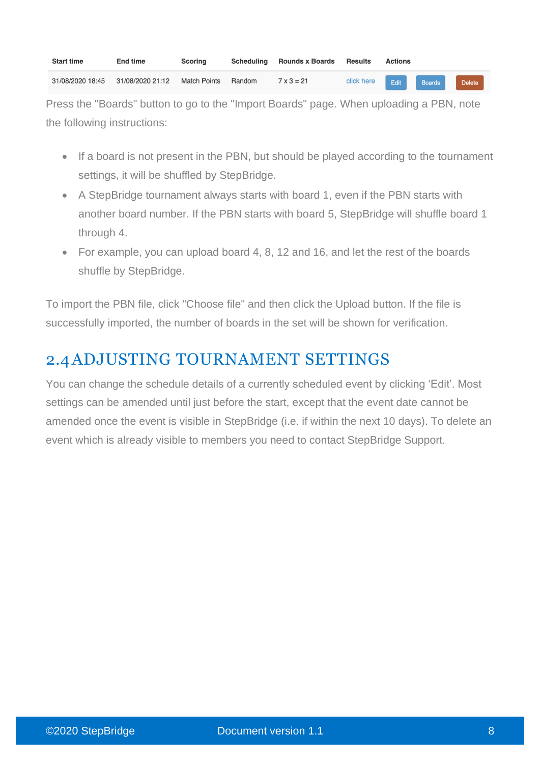| Start time | End time | Scoring | Scheduling | Rounds x Boards | Results | Actions | | |
|---|---|---|---|---|---|---|---|---|
| 31/08/2020 18:45 | 31/08/2020 21:12 | Match Points | Random | 7 x 3 = 21 | click here | Edit | Boards | Delete |

Press the "Boards" button to go to the "Import Boards" page. When uploading a PBN, note the following instructions:

- If a board is not present in the PBN, but should be played according to the tournament settings, it will be shuffled by StepBridge.
- A StepBridge tournament always starts with board 1, even if the PBN starts with another board number. If the PBN starts with board 5, StepBridge will shuffle board 1 through 4.
- For example, you can upload board 4, 8, 12 and 16, and let the rest of the boards shuffle by StepBridge.

To import the PBN file, click "Choose file" and then click the Upload button. If the file is successfully imported, the number of boards in the set will be shown for verification.

## 2.4 ADJUSTING TOURNAMENT SETTINGS

You can change the schedule details of a currently scheduled event by clicking 'Edit'. Most settings can be amended until just before the start, except that the event date cannot be amended once the event is visible in StepBridge (i.e. if within the next 10 days). To delete an event which is already visible to members you need to contact StepBridge Support.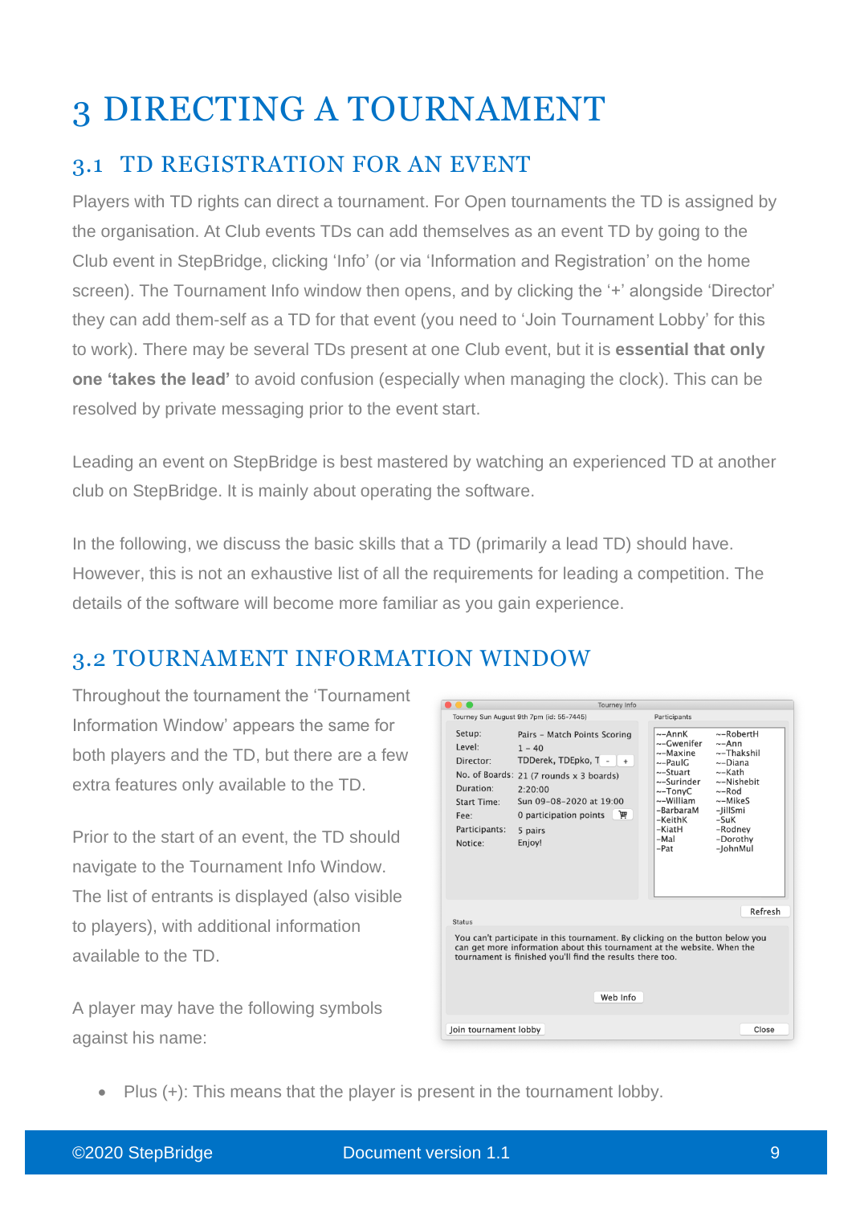# 3 DIRECTING A TOURNAMENT

## 3.1 TD REGISTRATION FOR AN EVENT

Players with TD rights can direct a tournament. For Open tournaments the TD is assigned by the organisation. At Club events TDs can add themselves as an event TD by going to the Club event in StepBridge, clicking 'Info' (or via 'Information and Registration' on the home screen). The Tournament Info window then opens, and by clicking the '+' alongside 'Director' they can add them-self as a TD for that event (you need to 'Join Tournament Lobby' for this to work). There may be several TDs present at one Club event, but it is **essential that only one 'takes the lead'** to avoid confusion (especially when managing the clock). This can be resolved by private messaging prior to the event start.

Leading an event on StepBridge is best mastered by watching an experienced TD at another club on StepBridge. It is mainly about operating the software.

In the following, we discuss the basic skills that a TD (primarily a lead TD) should have. However, this is not an exhaustive list of all the requirements for leading a competition. The details of the software will become more familiar as you gain experience.

## 3.2 TOURNAMENT INFORMATION WINDOW

Throughout the tournament the 'Tournament Information Window' appears the same for both players and the TD, but there are a few extra features only available to the TD.

Prior to the start of an event, the TD should navigate to the Tournament Info Window. The list of entrants is displayed (also visible to players), with additional information available to the TD.

A player may have the following symbols against his name:

- Plus (+): This means that the player is present in the tournament lobby.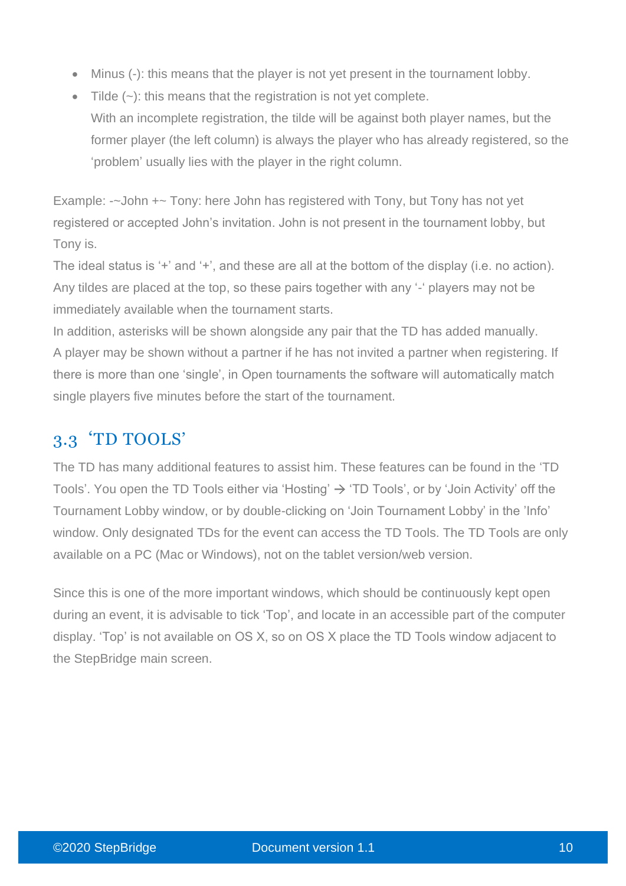- Minus (-): this means that the player is not yet present in the tournament lobby.
- Tilde (~): this means that the registration is not yet complete.
  With an incomplete registration, the tilde will be against both player names, but the former player (the left column) is always the player who has already registered, so the 'problem' usually lies with the player in the right column.

Example: -~John +~ Tony: here John has registered with Tony, but Tony has not yet registered or accepted John's invitation. John is not present in the tournament lobby, but Tony is.
The ideal status is '+' and '+', and these are all at the bottom of the display (i.e. no action). Any tildes are placed at the top, so these pairs together with any '-' players may not be immediately available when the tournament starts.
In addition, asterisks will be shown alongside any pair that the TD has added manually.
A player may be shown without a partner if he has not invited a partner when registering. If there is more than one 'single', in Open tournaments the software will automatically match single players five minutes before the start of the tournament.

## 3.3 'TD TOOLS'

The TD has many additional features to assist him. These features can be found in the 'TD Tools'. You open the TD Tools either via 'Hosting' → 'TD Tools', or by 'Join Activity' off the Tournament Lobby window, or by double-clicking on 'Join Tournament Lobby' in the 'Info' window. Only designated TDs for the event can access the TD Tools. The TD Tools are only available on a PC (Mac or Windows), not on the tablet version/web version.

Since this is one of the more important windows, which should be continuously kept open during an event, it is advisable to tick 'Top', and locate in an accessible part of the computer display. 'Top' is not available on OS X, so on OS X place the TD Tools window adjacent to the StepBridge main screen.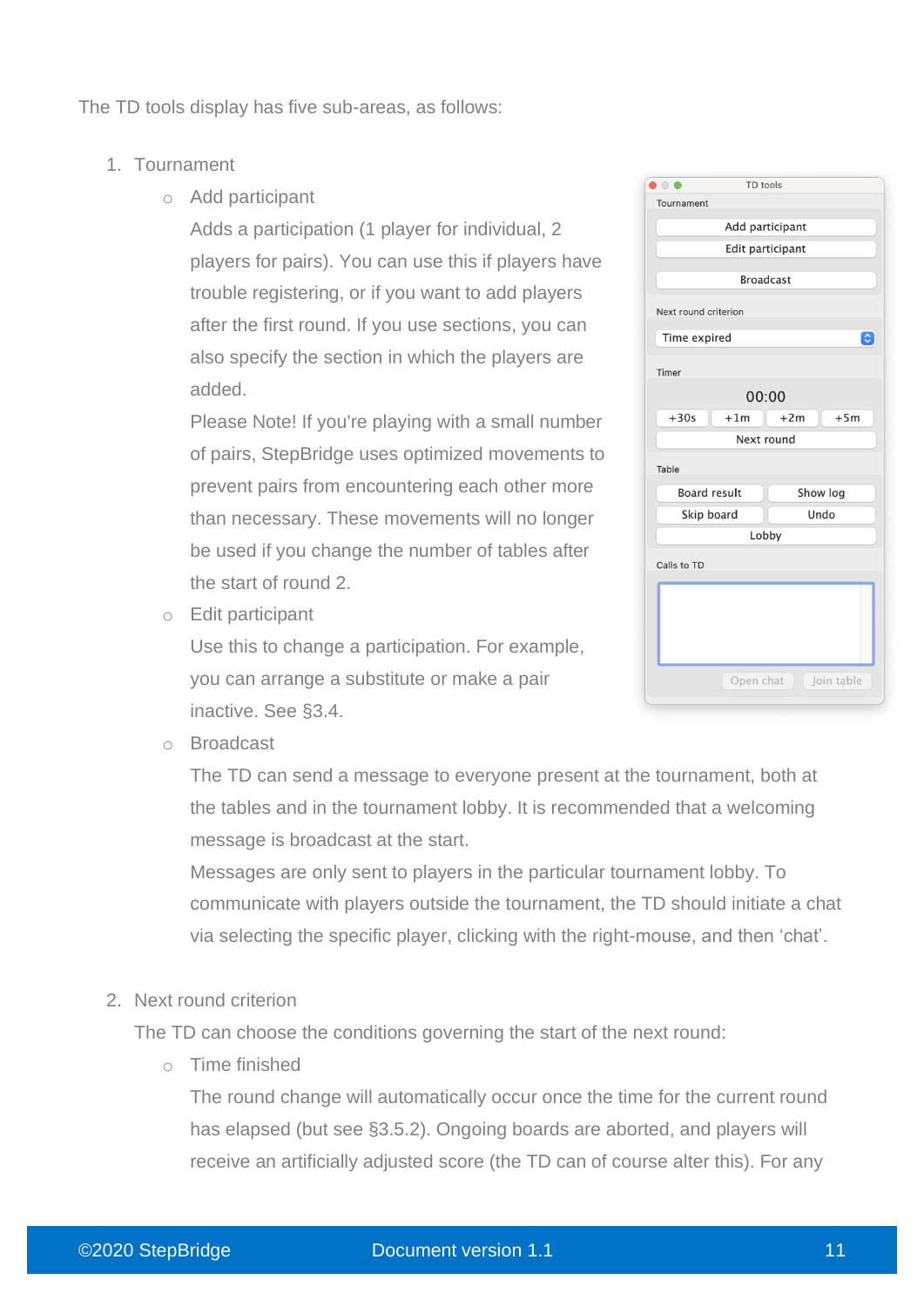The TD tools display has five sub-areas, as follows:

1. Tournament
   - Add participant

     Adds a participation (1 player for individual, 2 players for pairs). You can use this if players have trouble registering, or if you want to add players after the first round. If you use sections, you can also specify the section in which the players are added.

     Please Note! If you're playing with a small number of pairs, StepBridge uses optimized movements to prevent pairs from encountering each other more than necessary. These movements will no longer be used if you change the number of tables after the start of round 2.
   - Edit participant

     Use this to change a participation. For example, you can arrange a substitute or make a pair inactive. See §3.4.
   - Broadcast

     The TD can send a message to everyone present at the tournament, both at the tables and in the tournament lobby. It is recommended that a welcoming message is broadcast at the start.

     Messages are only sent to players in the particular tournament lobby. To communicate with players outside the tournament, the TD should initiate a chat via selecting the specific player, clicking with the right-mouse, and then 'chat'.

2. Next round criterion

   The TD can choose the conditions governing the start of the next round:
   - Time finished

     The round change will automatically occur once the time for the current round has elapsed (but see §3.5.2). Ongoing boards are aborted, and players will receive an artificially adjusted score (the TD can of course alter this). For any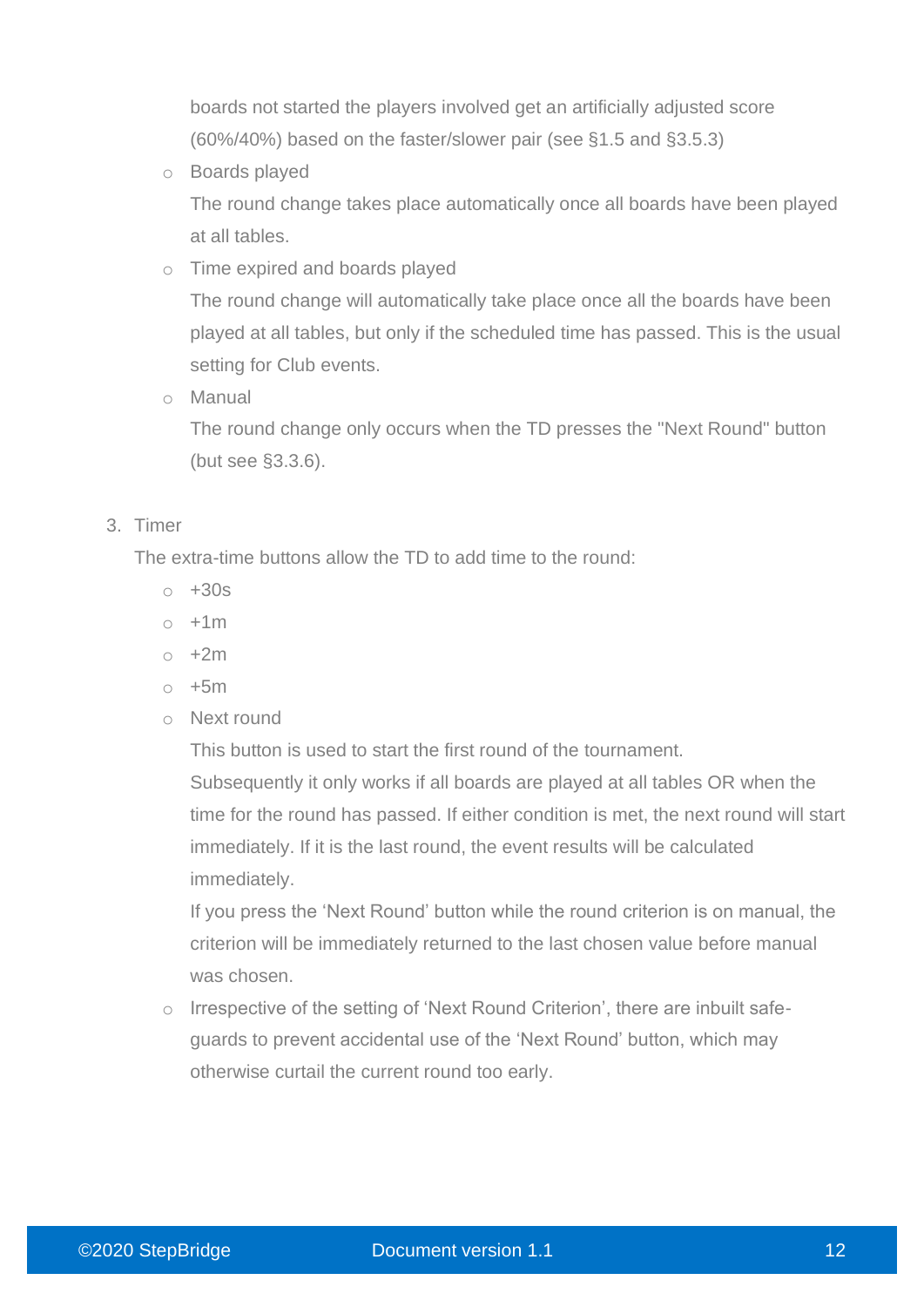boards not started the players involved get an artificially adjusted score (60%/40%) based on the faster/slower pair (see §1.5 and §3.5.3)

- Boards played

  The round change takes place automatically once all boards have been played at all tables.

- Time expired and boards played

  The round change will automatically take place once all the boards have been played at all tables, but only if the scheduled time has passed. This is the usual setting for Club events.

- Manual

  The round change only occurs when the TD presses the "Next Round" button (but see §3.3.6).

3. Timer

   The extra-time buttons allow the TD to add time to the round:

   - +30s
   - +1m
   - +2m
   - +5m
   - Next round

     This button is used to start the first round of the tournament.

     Subsequently it only works if all boards are played at all tables OR when the time for the round has passed. If either condition is met, the next round will start immediately. If it is the last round, the event results will be calculated immediately.

     If you press the 'Next Round' button while the round criterion is on manual, the criterion will be immediately returned to the last chosen value before manual was chosen.

   - Irrespective of the setting of 'Next Round Criterion', there are inbuilt safe-guards to prevent accidental use of the 'Next Round' button, which may otherwise curtail the current round too early.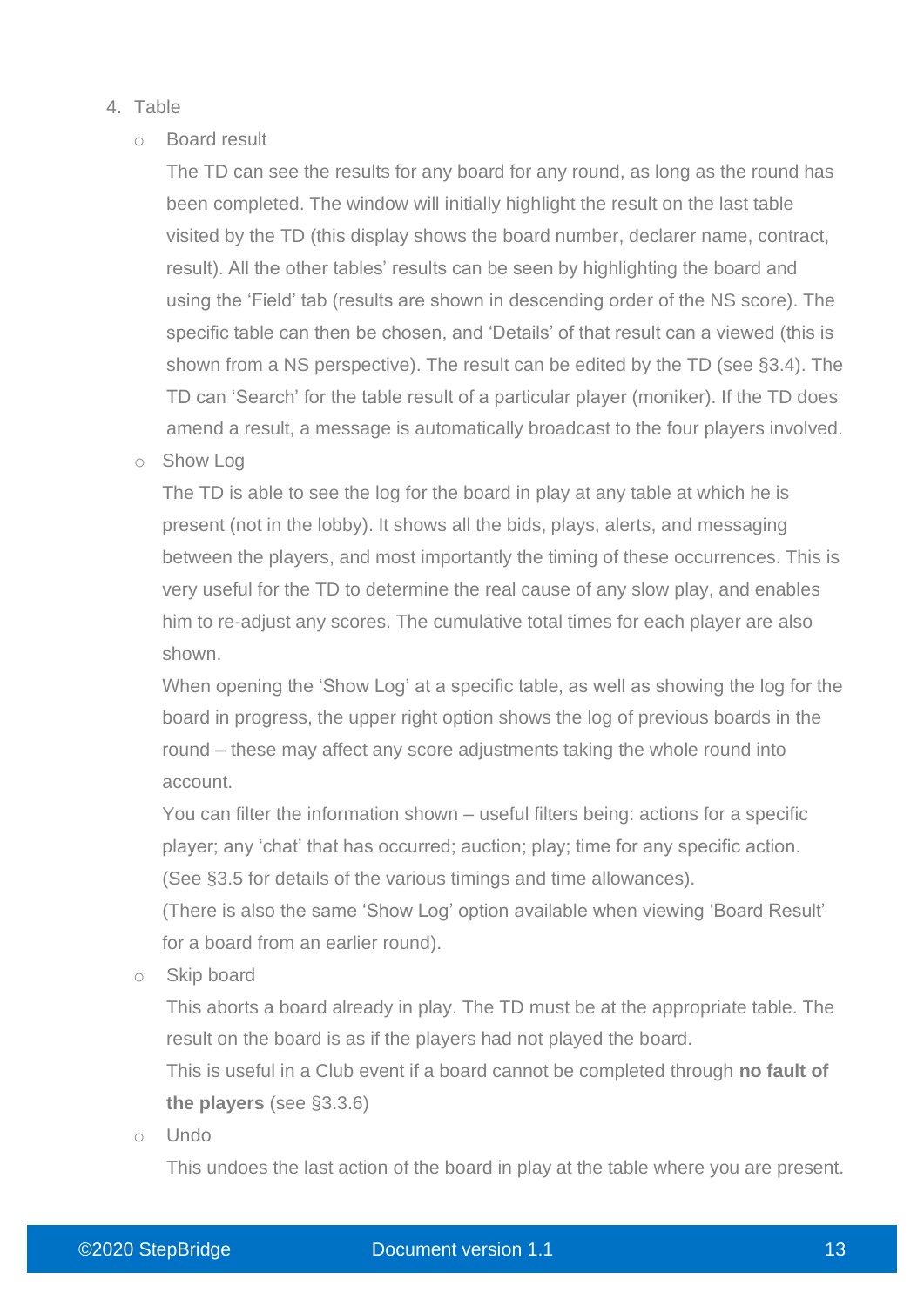4. Table

    - Board result

      The TD can see the results for any board for any round, as long as the round has been completed. The window will initially highlight the result on the last table visited by the TD (this display shows the board number, declarer name, contract, result). All the other tables' results can be seen by highlighting the board and using the 'Field' tab (results are shown in descending order of the NS score). The specific table can then be chosen, and 'Details' of that result can a viewed (this is shown from a NS perspective). The result can be edited by the TD (see §3.4). The TD can 'Search' for the table result of a particular player (moniker). If the TD does amend a result, a message is automatically broadcast to the four players involved.

    - Show Log

      The TD is able to see the log for the board in play at any table at which he is present (not in the lobby). It shows all the bids, plays, alerts, and messaging between the players, and most importantly the timing of these occurrences. This is very useful for the TD to determine the real cause of any slow play, and enables him to re-adjust any scores. The cumulative total times for each player are also shown.

      When opening the 'Show Log' at a specific table, as well as showing the log for the board in progress, the upper right option shows the log of previous boards in the round – these may affect any score adjustments taking the whole round into account.

      You can filter the information shown – useful filters being: actions for a specific player; any 'chat' that has occurred; auction; play; time for any specific action. (See §3.5 for details of the various timings and time allowances).

      (There is also the same 'Show Log' option available when viewing 'Board Result' for a board from an earlier round).

    - Skip board

      This aborts a board already in play. The TD must be at the appropriate table. The result on the board is as if the players had not played the board.

      This is useful in a Club event if a board cannot be completed through **no fault of the players** (see §3.3.6)

    - Undo

      This undoes the last action of the board in play at the table where you are present.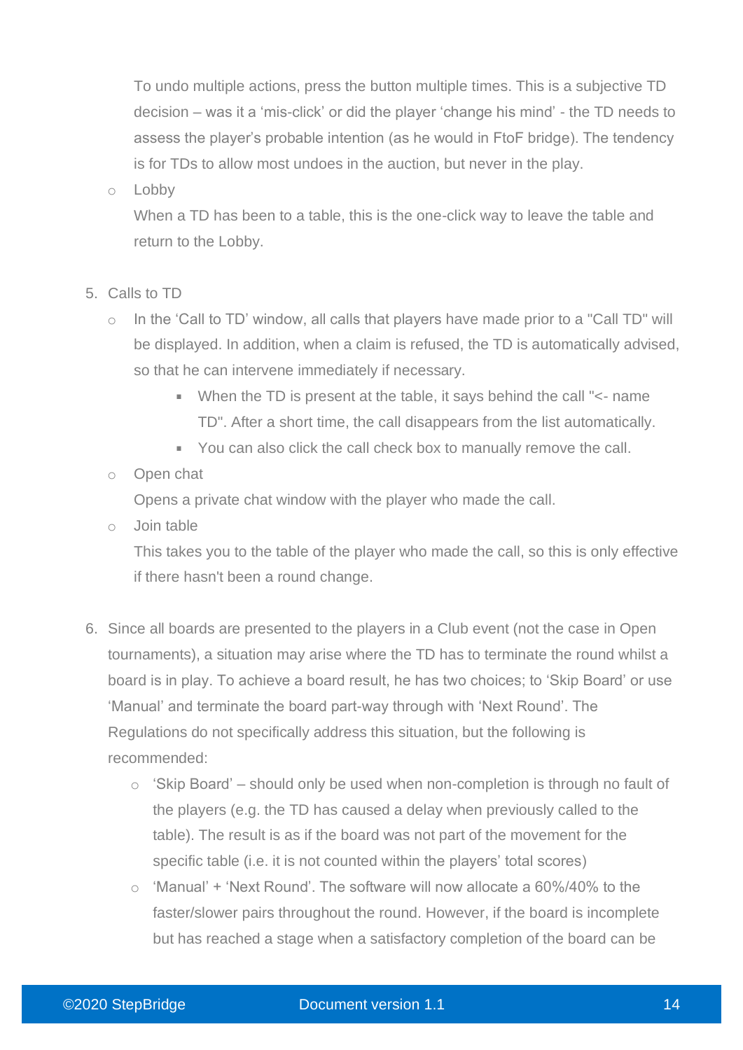To undo multiple actions, press the button multiple times. This is a subjective TD decision – was it a 'mis-click' or did the player 'change his mind' - the TD needs to assess the player's probable intention (as he would in FtoF bridge). The tendency is for TDs to allow most undoes in the auction, but never in the play.

- Lobby

  When a TD has been to a table, this is the one-click way to leave the table and return to the Lobby.

5. Calls to TD
   - In the 'Call to TD' window, all calls that players have made prior to a "Call TD" will be displayed. In addition, when a claim is refused, the TD is automatically advised, so that he can intervene immediately if necessary.
     - When the TD is present at the table, it says behind the call "<- name TD". After a short time, the call disappears from the list automatically.
     - You can also click the call check box to manually remove the call.
   - Open chat

     Opens a private chat window with the player who made the call.
   - Join table

     This takes you to the table of the player who made the call, so this is only effective if there hasn't been a round change.

6. Since all boards are presented to the players in a Club event (not the case in Open tournaments), a situation may arise where the TD has to terminate the round whilst a board is in play. To achieve a board result, he has two choices; to 'Skip Board' or use 'Manual' and terminate the board part-way through with 'Next Round'. The Regulations do not specifically address this situation, but the following is recommended:
   - 'Skip Board' – should only be used when non-completion is through no fault of the players (e.g. the TD has caused a delay when previously called to the table). The result is as if the board was not part of the movement for the specific table (i.e. it is not counted within the players' total scores)
   - 'Manual' + 'Next Round'. The software will now allocate a 60%/40% to the faster/slower pairs throughout the round. However, if the board is incomplete but has reached a stage when a satisfactory completion of the board can be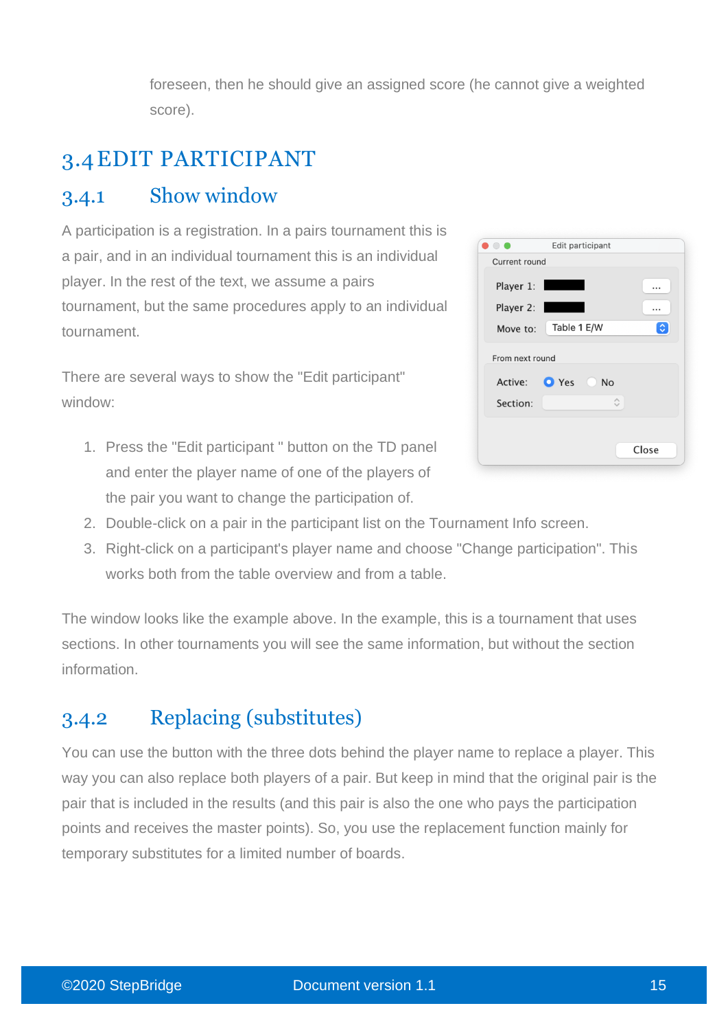foreseen, then he should give an assigned score (he cannot give a weighted score).

## 3.4 EDIT PARTICIPANT

### 3.4.1 Show window

A participation is a registration. In a pairs tournament this is a pair, and in an individual tournament this is an individual player. In the rest of the text, we assume a pairs tournament, but the same procedures apply to an individual tournament.

There are several ways to show the "Edit participant" window:

1. Press the "Edit participant " button on the TD panel and enter the player name of one of the players of the pair you want to change the participation of.
2. Double-click on a pair in the participant list on the Tournament Info screen.
3. Right-click on a participant's player name and choose "Change participation". This works both from the table overview and from a table.

The window looks like the example above. In the example, this is a tournament that uses sections. In other tournaments you will see the same information, but without the section information.

### 3.4.2 Replacing (substitutes)

You can use the button with the three dots behind the player name to replace a player. This way you can also replace both players of a pair. But keep in mind that the original pair is the pair that is included in the results (and this pair is also the one who pays the participation points and receives the master points). So, you use the replacement function mainly for temporary substitutes for a limited number of boards.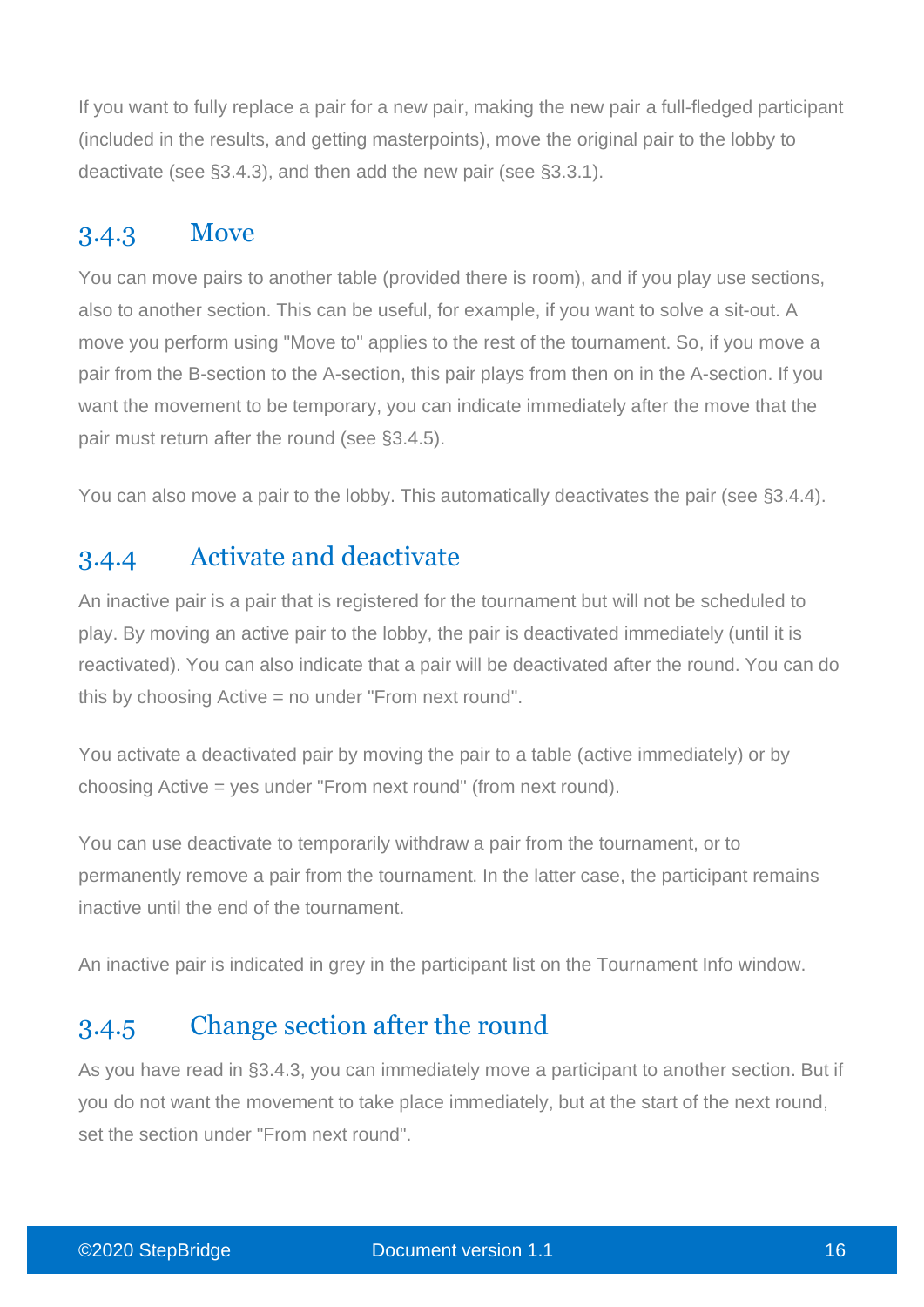If you want to fully replace a pair for a new pair, making the new pair a full-fledged participant (included in the results, and getting masterpoints), move the original pair to the lobby to deactivate (see §3.4.3), and then add the new pair (see §3.3.1).

### 3.4.3 Move

You can move pairs to another table (provided there is room), and if you play use sections, also to another section. This can be useful, for example, if you want to solve a sit-out. A move you perform using "Move to" applies to the rest of the tournament. So, if you move a pair from the B-section to the A-section, this pair plays from then on in the A-section. If you want the movement to be temporary, you can indicate immediately after the move that the pair must return after the round (see §3.4.5).

You can also move a pair to the lobby. This automatically deactivates the pair (see §3.4.4).

### 3.4.4 Activate and deactivate

An inactive pair is a pair that is registered for the tournament but will not be scheduled to play. By moving an active pair to the lobby, the pair is deactivated immediately (until it is reactivated). You can also indicate that a pair will be deactivated after the round. You can do this by choosing Active = no under "From next round".

You activate a deactivated pair by moving the pair to a table (active immediately) or by choosing Active = yes under "From next round" (from next round).

You can use deactivate to temporarily withdraw a pair from the tournament, or to permanently remove a pair from the tournament. In the latter case, the participant remains inactive until the end of the tournament.

An inactive pair is indicated in grey in the participant list on the Tournament Info window.

### 3.4.5 Change section after the round

As you have read in §3.4.3, you can immediately move a participant to another section. But if you do not want the movement to take place immediately, but at the start of the next round, set the section under "From next round".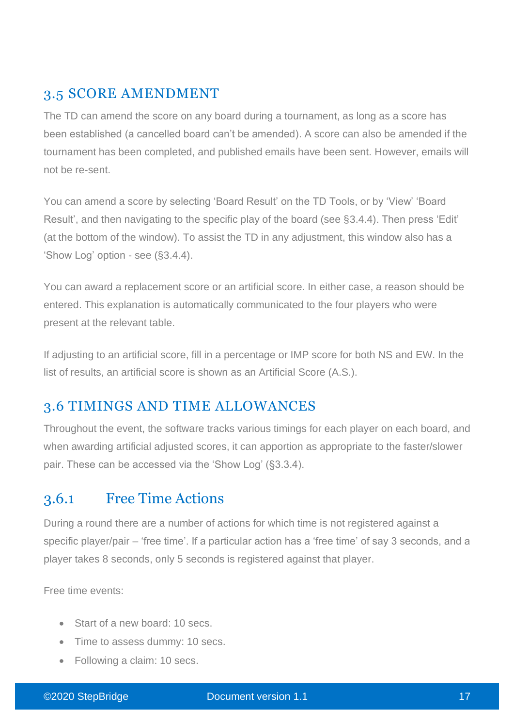## 3.5 SCORE AMENDMENT

The TD can amend the score on any board during a tournament, as long as a score has been established (a cancelled board can't be amended). A score can also be amended if the tournament has been completed, and published emails have been sent. However, emails will not be re-sent.

You can amend a score by selecting 'Board Result' on the TD Tools, or by 'View' 'Board Result', and then navigating to the specific play of the board (see §3.4.4). Then press 'Edit' (at the bottom of the window). To assist the TD in any adjustment, this window also has a 'Show Log' option - see (§3.4.4).

You can award a replacement score or an artificial score. In either case, a reason should be entered. This explanation is automatically communicated to the four players who were present at the relevant table.

If adjusting to an artificial score, fill in a percentage or IMP score for both NS and EW. In the list of results, an artificial score is shown as an Artificial Score (A.S.).

## 3.6 TIMINGS AND TIME ALLOWANCES

Throughout the event, the software tracks various timings for each player on each board, and when awarding artificial adjusted scores, it can apportion as appropriate to the faster/slower pair. These can be accessed via the 'Show Log' (§3.3.4).

### 3.6.1 Free Time Actions

During a round there are a number of actions for which time is not registered against a specific player/pair – 'free time'. If a particular action has a 'free time' of say 3 seconds, and a player takes 8 seconds, only 5 seconds is registered against that player.

Free time events:

- Start of a new board: 10 secs.
- Time to assess dummy: 10 secs.
- Following a claim: 10 secs.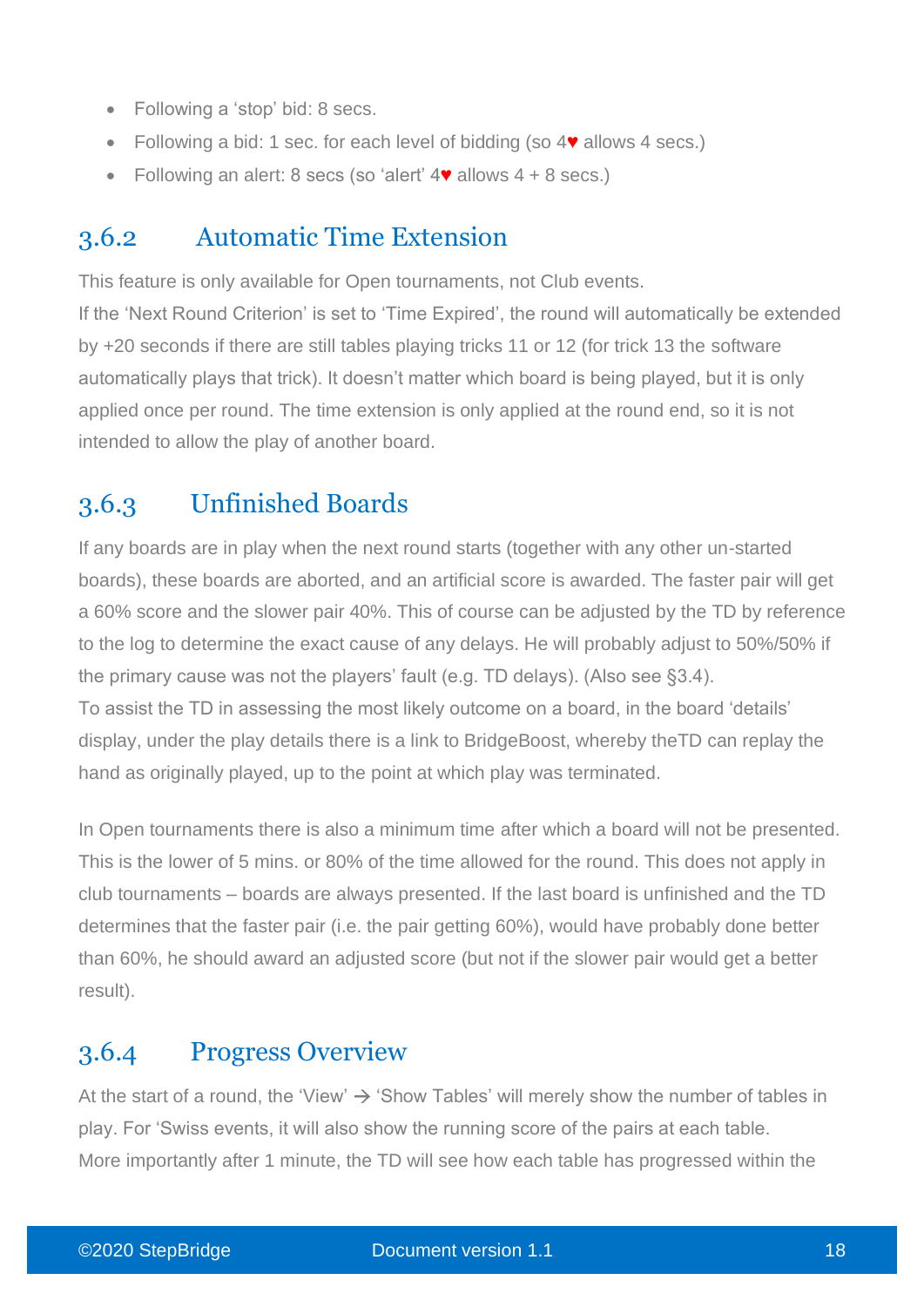- Following a ‘stop’ bid: 8 secs.
- Following a bid: 1 sec. for each level of bidding (so 4♥ allows 4 secs.)
- Following an alert: 8 secs (so ‘alert’ 4♥ allows 4 + 8 secs.)

### 3.6.2 Automatic Time Extension

This feature is only available for Open tournaments, not Club events.
If the ‘Next Round Criterion’ is set to ‘Time Expired’, the round will automatically be extended by +20 seconds if there are still tables playing tricks 11 or 12 (for trick 13 the software automatically plays that trick). It doesn’t matter which board is being played, but it is only applied once per round. The time extension is only applied at the round end, so it is not intended to allow the play of another board.

### 3.6.3 Unfinished Boards

If any boards are in play when the next round starts (together with any other un-started boards), these boards are aborted, and an artificial score is awarded. The faster pair will get a 60% score and the slower pair 40%. This of course can be adjusted by the TD by reference to the log to determine the exact cause of any delays. He will probably adjust to 50%/50% if the primary cause was not the players’ fault (e.g. TD delays). (Also see §3.4).
To assist the TD in assessing the most likely outcome on a board, in the board ‘details’ display, under the play details there is a link to BridgeBoost, whereby theTD can replay the hand as originally played, up to the point at which play was terminated.

In Open tournaments there is also a minimum time after which a board will not be presented. This is the lower of 5 mins. or 80% of the time allowed for the round. This does not apply in club tournaments – boards are always presented. If the last board is unfinished and the TD determines that the faster pair (i.e. the pair getting 60%), would have probably done better than 60%, he should award an adjusted score (but not if the slower pair would get a better result).

### 3.6.4 Progress Overview

At the start of a round, the ‘View’ → ‘Show Tables’ will merely show the number of tables in play. For ‘Swiss events, it will also show the running score of the pairs at each table.
More importantly after 1 minute, the TD will see how each table has progressed within the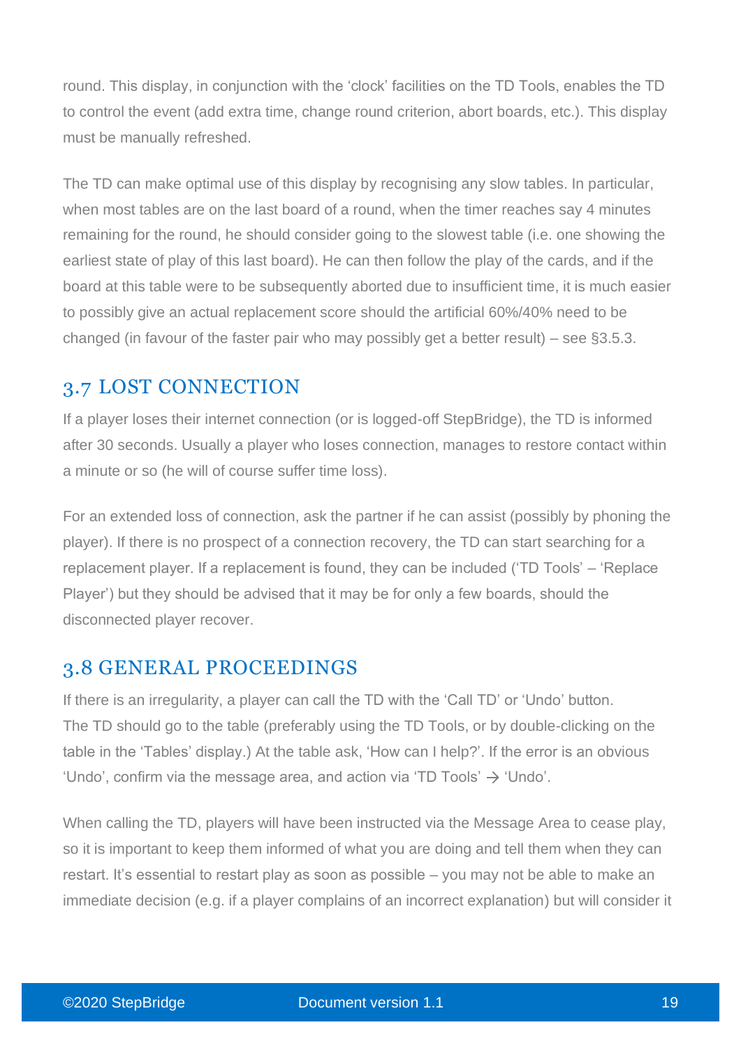round. This display, in conjunction with the ‘clock’ facilities on the TD Tools, enables the TD to control the event (add extra time, change round criterion, abort boards, etc.). This display must be manually refreshed.

The TD can make optimal use of this display by recognising any slow tables. In particular, when most tables are on the last board of a round, when the timer reaches say 4 minutes remaining for the round, he should consider going to the slowest table (i.e. one showing the earliest state of play of this last board). He can then follow the play of the cards, and if the board at this table were to be subsequently aborted due to insufficient time, it is much easier to possibly give an actual replacement score should the artificial 60%/40% need to be changed (in favour of the faster pair who may possibly get a better result) – see §3.5.3.

## 3.7 LOST CONNECTION

If a player loses their internet connection (or is logged-off StepBridge), the TD is informed after 30 seconds. Usually a player who loses connection, manages to restore contact within a minute or so (he will of course suffer time loss).

For an extended loss of connection, ask the partner if he can assist (possibly by phoning the player). If there is no prospect of a connection recovery, the TD can start searching for a replacement player. If a replacement is found, they can be included (‘TD Tools’ – ‘Replace Player’) but they should be advised that it may be for only a few boards, should the disconnected player recover.

## 3.8 GENERAL PROCEEDINGS

If there is an irregularity, a player can call the TD with the ‘Call TD’ or ‘Undo’ button. The TD should go to the table (preferably using the TD Tools, or by double-clicking on the table in the ‘Tables’ display.) At the table ask, ‘How can I help?’. If the error is an obvious ‘Undo’, confirm via the message area, and action via ‘TD Tools’ → ‘Undo’.

When calling the TD, players will have been instructed via the Message Area to cease play, so it is important to keep them informed of what you are doing and tell them when they can restart. It’s essential to restart play as soon as possible – you may not be able to make an immediate decision (e.g. if a player complains of an incorrect explanation) but will consider it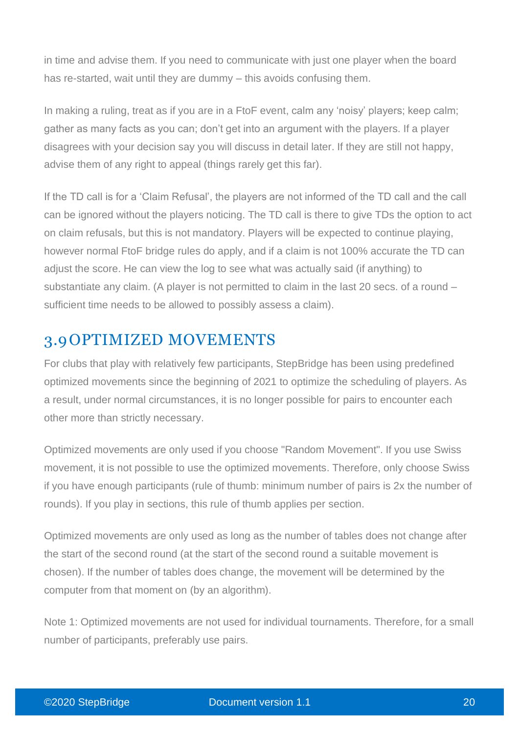in time and advise them. If you need to communicate with just one player when the board has re-started, wait until they are dummy – this avoids confusing them.

In making a ruling, treat as if you are in a FtoF event, calm any 'noisy' players; keep calm; gather as many facts as you can; don't get into an argument with the players. If a player disagrees with your decision say you will discuss in detail later. If they are still not happy, advise them of any right to appeal (things rarely get this far).

If the TD call is for a 'Claim Refusal', the players are not informed of the TD call and the call can be ignored without the players noticing. The TD call is there to give TDs the option to act on claim refusals, but this is not mandatory. Players will be expected to continue playing, however normal FtoF bridge rules do apply, and if a claim is not 100% accurate the TD can adjust the score. He can view the log to see what was actually said (if anything) to substantiate any claim. (A player is not permitted to claim in the last 20 secs. of a round – sufficient time needs to be allowed to possibly assess a claim).

## 3.9 OPTIMIZED MOVEMENTS

For clubs that play with relatively few participants, StepBridge has been using predefined optimized movements since the beginning of 2021 to optimize the scheduling of players. As a result, under normal circumstances, it is no longer possible for pairs to encounter each other more than strictly necessary.

Optimized movements are only used if you choose "Random Movement". If you use Swiss movement, it is not possible to use the optimized movements. Therefore, only choose Swiss if you have enough participants (rule of thumb: minimum number of pairs is 2x the number of rounds). If you play in sections, this rule of thumb applies per section.

Optimized movements are only used as long as the number of tables does not change after the start of the second round (at the start of the second round a suitable movement is chosen). If the number of tables does change, the movement will be determined by the computer from that moment on (by an algorithm).

Note 1: Optimized movements are not used for individual tournaments. Therefore, for a small number of participants, preferably use pairs.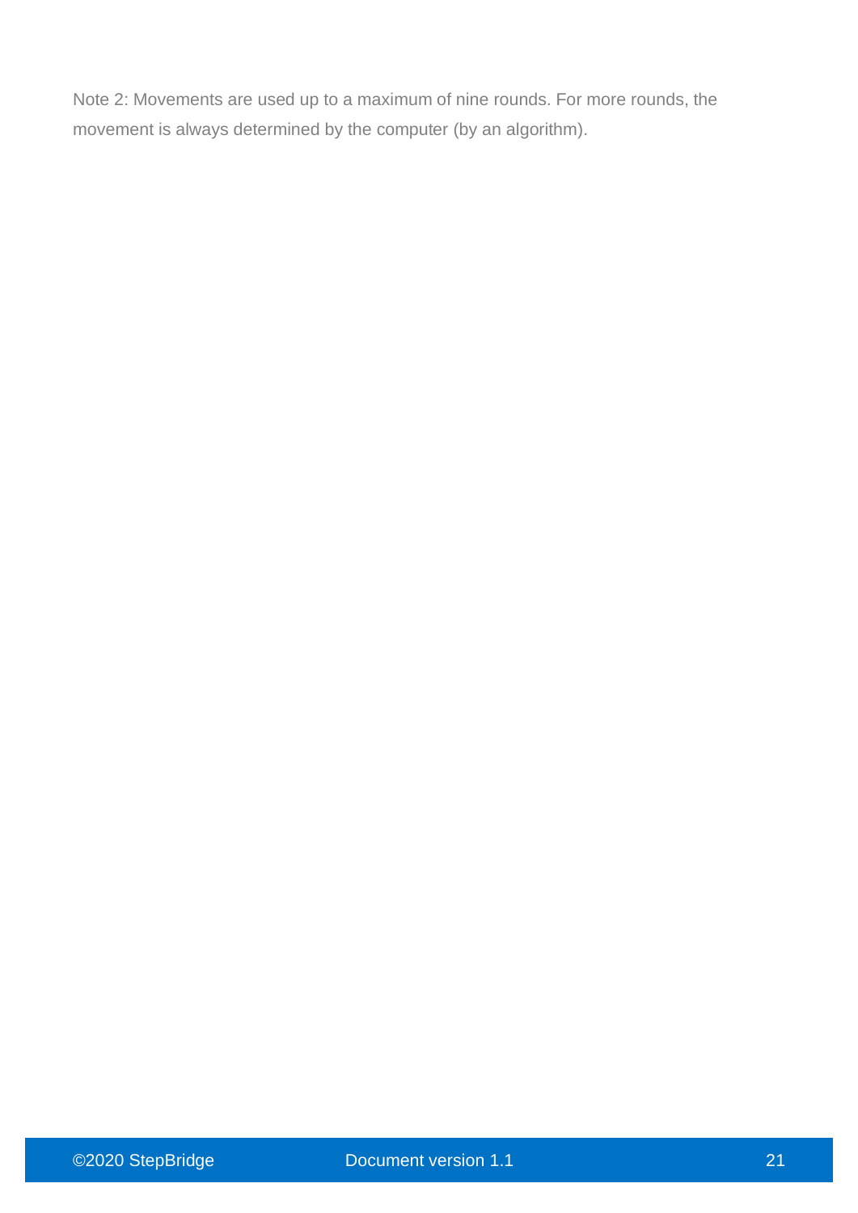Note 2: Movements are used up to a maximum of nine rounds. For more rounds, the movement is always determined by the computer (by an algorithm).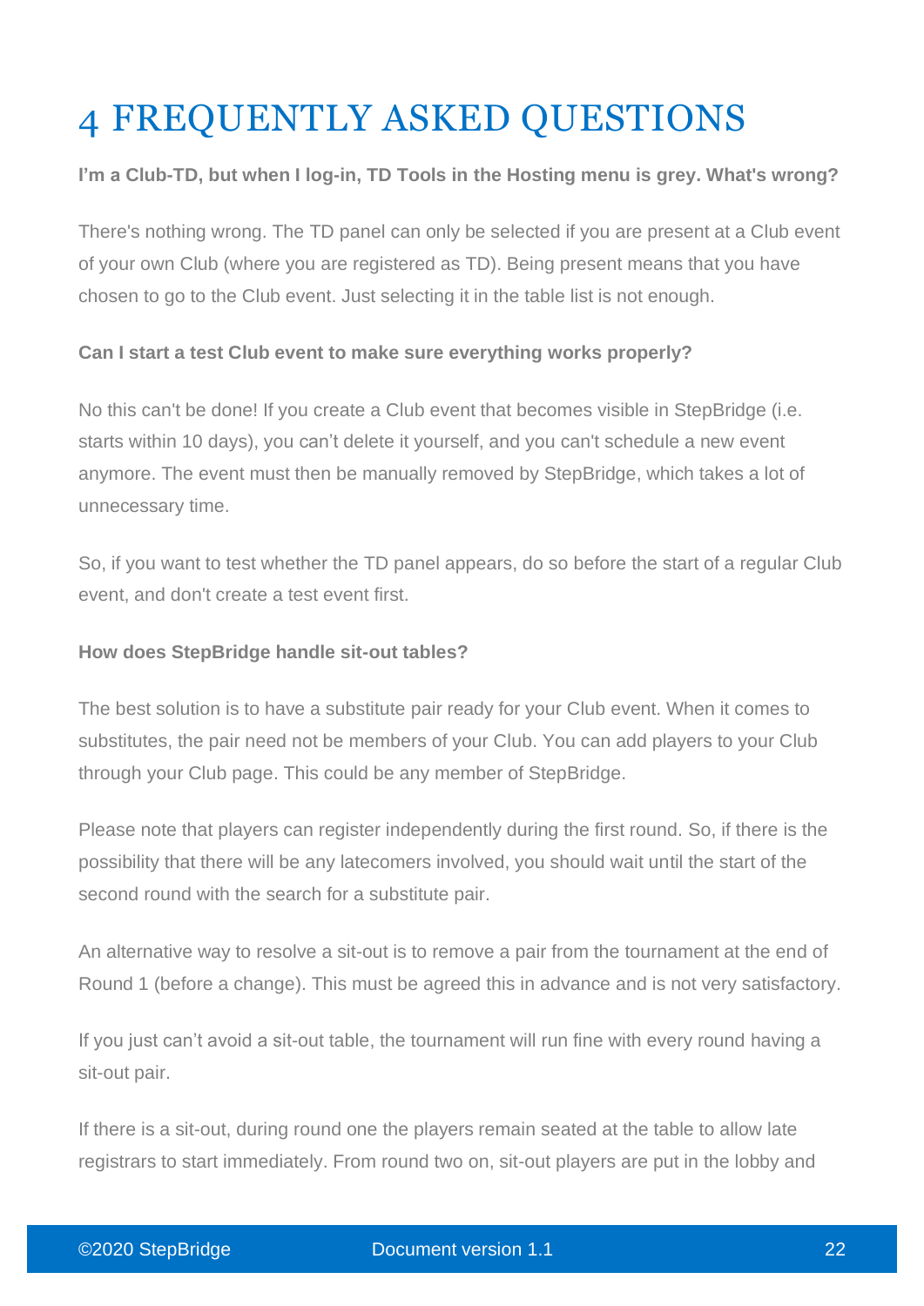# 4 FREQUENTLY ASKED QUESTIONS

**I'm a Club-TD, but when I log-in, TD Tools in the Hosting menu is grey. What's wrong?**

There's nothing wrong. The TD panel can only be selected if you are present at a Club event of your own Club (where you are registered as TD). Being present means that you have chosen to go to the Club event. Just selecting it in the table list is not enough.

**Can I start a test Club event to make sure everything works properly?**

No this can't be done! If you create a Club event that becomes visible in StepBridge (i.e. starts within 10 days), you can't delete it yourself, and you can't schedule a new event anymore. The event must then be manually removed by StepBridge, which takes a lot of unnecessary time.

So, if you want to test whether the TD panel appears, do so before the start of a regular Club event, and don't create a test event first.

**How does StepBridge handle sit-out tables?**

The best solution is to have a substitute pair ready for your Club event. When it comes to substitutes, the pair need not be members of your Club. You can add players to your Club through your Club page. This could be any member of StepBridge.

Please note that players can register independently during the first round. So, if there is the possibility that there will be any latecomers involved, you should wait until the start of the second round with the search for a substitute pair.

An alternative way to resolve a sit-out is to remove a pair from the tournament at the end of Round 1 (before a change). This must be agreed this in advance and is not very satisfactory.

If you just can't avoid a sit-out table, the tournament will run fine with every round having a sit-out pair.

If there is a sit-out, during round one the players remain seated at the table to allow late registrars to start immediately. From round two on, sit-out players are put in the lobby and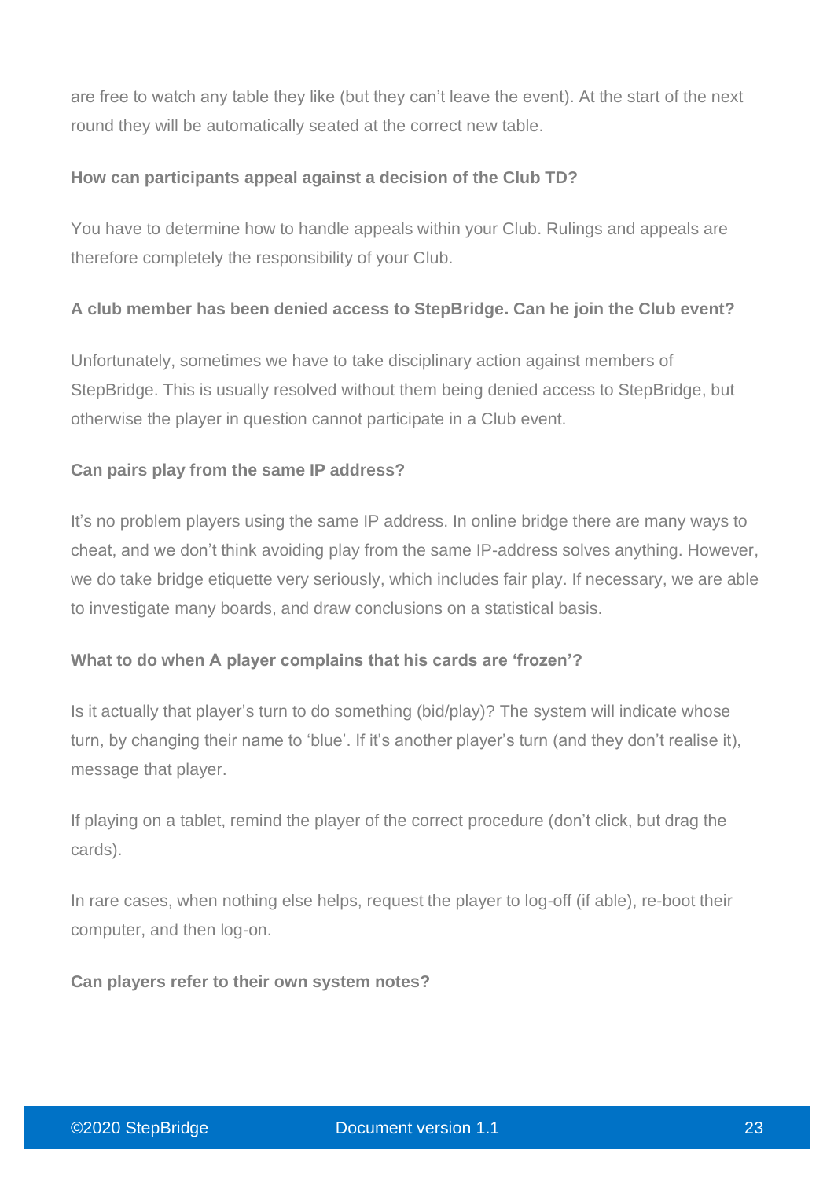are free to watch any table they like (but they can't leave the event). At the start of the next round they will be automatically seated at the correct new table.

**How can participants appeal against a decision of the Club TD?**

You have to determine how to handle appeals within your Club. Rulings and appeals are therefore completely the responsibility of your Club.

**A club member has been denied access to StepBridge. Can he join the Club event?**

Unfortunately, sometimes we have to take disciplinary action against members of StepBridge. This is usually resolved without them being denied access to StepBridge, but otherwise the player in question cannot participate in a Club event.

**Can pairs play from the same IP address?**

It's no problem players using the same IP address. In online bridge there are many ways to cheat, and we don't think avoiding play from the same IP-address solves anything. However, we do take bridge etiquette very seriously, which includes fair play. If necessary, we are able to investigate many boards, and draw conclusions on a statistical basis.

**What to do when A player complains that his cards are 'frozen'?**

Is it actually that player's turn to do something (bid/play)? The system will indicate whose turn, by changing their name to 'blue'. If it's another player's turn (and they don't realise it), message that player.

If playing on a tablet, remind the player of the correct procedure (don't click, but drag the cards).

In rare cases, when nothing else helps, request the player to log-off (if able), re-boot their computer, and then log-on.

**Can players refer to their own system notes?**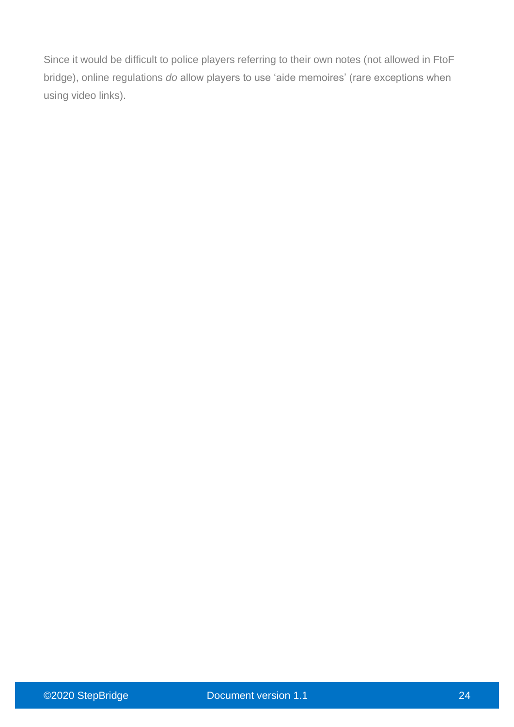Since it would be difficult to police players referring to their own notes (not allowed in FtoF bridge), online regulations *do* allow players to use ‘aide memoires’ (rare exceptions when using video links).